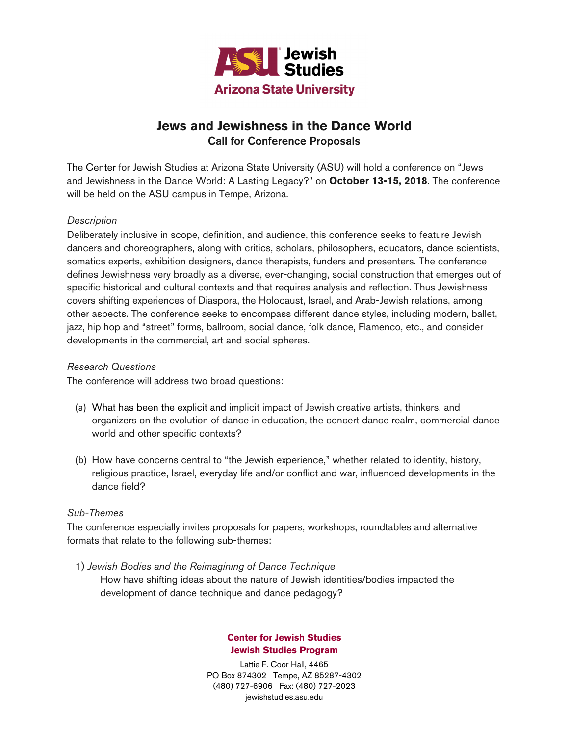ASU Jewish Studies
Arizona State University

# Jews and Jewishness in the Dance World

## Call for Conference Proposals

The Center for Jewish Studies at Arizona State University (ASU) will hold a conference on "Jews and Jewishness in the Dance World: A Lasting Legacy?" on **October 13-15, 2018**. The conference will be held on the ASU campus in Tempe, Arizona.

### *Description*

Deliberately inclusive in scope, definition, and audience, this conference seeks to feature Jewish dancers and choreographers, along with critics, scholars, philosophers, educators, dance scientists, somatics experts, exhibition designers, dance therapists, funders and presenters. The conference defines Jewishness very broadly as a diverse, ever-changing, social construction that emerges out of specific historical and cultural contexts and that requires analysis and reflection. Thus Jewishness covers shifting experiences of Diaspora, the Holocaust, Israel, and Arab-Jewish relations, among other aspects. The conference seeks to encompass different dance styles, including modern, ballet, jazz, hip hop and "street" forms, ballroom, social dance, folk dance, Flamenco, etc., and consider developments in the commercial, art and social spheres.

### *Research Questions*

The conference will address two broad questions:

(a) What has been the explicit and implicit impact of Jewish creative artists, thinkers, and organizers on the evolution of dance in education, the concert dance realm, commercial dance world and other specific contexts?

(b) How have concerns central to "the Jewish experience," whether related to identity, history, religious practice, Israel, everyday life and/or conflict and war, influenced developments in the dance field?

### *Sub-Themes*

The conference especially invites proposals for papers, workshops, roundtables and alternative formats that relate to the following sub-themes:

1) *Jewish Bodies and the Reimagining of Dance Technique*
   How have shifting ideas about the nature of Jewish identities/bodies impacted the development of dance technique and dance pedagogy?

**Center for Jewish Studies**
**Jewish Studies Program**

Lattie F. Coor Hall, 4465
PO Box 874302 Tempe, AZ 85287-4302
(480) 727-6906 Fax: (480) 727-2023
jewishstudies.asu.edu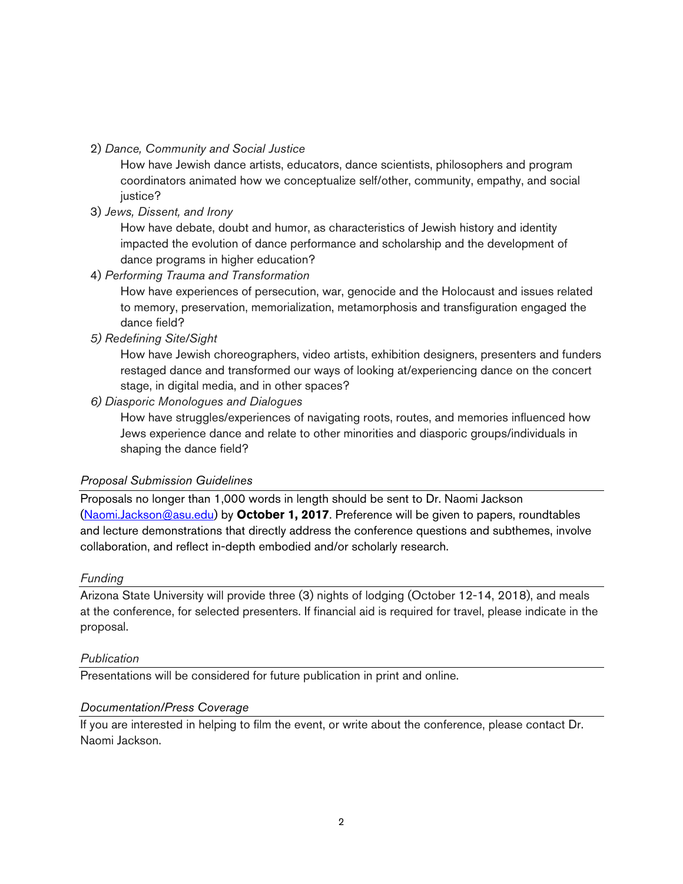2) *Dance, Community and Social Justice*

   How have Jewish dance artists, educators, dance scientists, philosophers and program coordinators animated how we conceptualize self/other, community, empathy, and social justice?

3) *Jews, Dissent, and Irony*

   How have debate, doubt and humor, as characteristics of Jewish history and identity impacted the evolution of dance performance and scholarship and the development of dance programs in higher education?

4) *Performing Trauma and Transformation*

   How have experiences of persecution, war, genocide and the Holocaust and issues related to memory, preservation, memorialization, metamorphosis and transfiguration engaged the dance field?

5) *Redefining Site/Sight*

   How have Jewish choreographers, video artists, exhibition designers, presenters and funders restaged dance and transformed our ways of looking at/experiencing dance on the concert stage, in digital media, and in other spaces?

6) *Diasporic Monologues and Dialogues*

   How have struggles/experiences of navigating roots, routes, and memories influenced how Jews experience dance and relate to other minorities and diasporic groups/individuals in shaping the dance field?

### *Proposal Submission Guidelines*

Proposals no longer than 1,000 words in length should be sent to Dr. Naomi Jackson (Naomi.Jackson@asu.edu) by **October 1, 2017**. Preference will be given to papers, roundtables and lecture demonstrations that directly address the conference questions and subthemes, involve collaboration, and reflect in-depth embodied and/or scholarly research.

### *Funding*

Arizona State University will provide three (3) nights of lodging (October 12-14, 2018), and meals at the conference, for selected presenters. If financial aid is required for travel, please indicate in the proposal.

### *Publication*

Presentations will be considered for future publication in print and online.

### *Documentation/Press Coverage*

If you are interested in helping to film the event, or write about the conference, please contact Dr. Naomi Jackson.